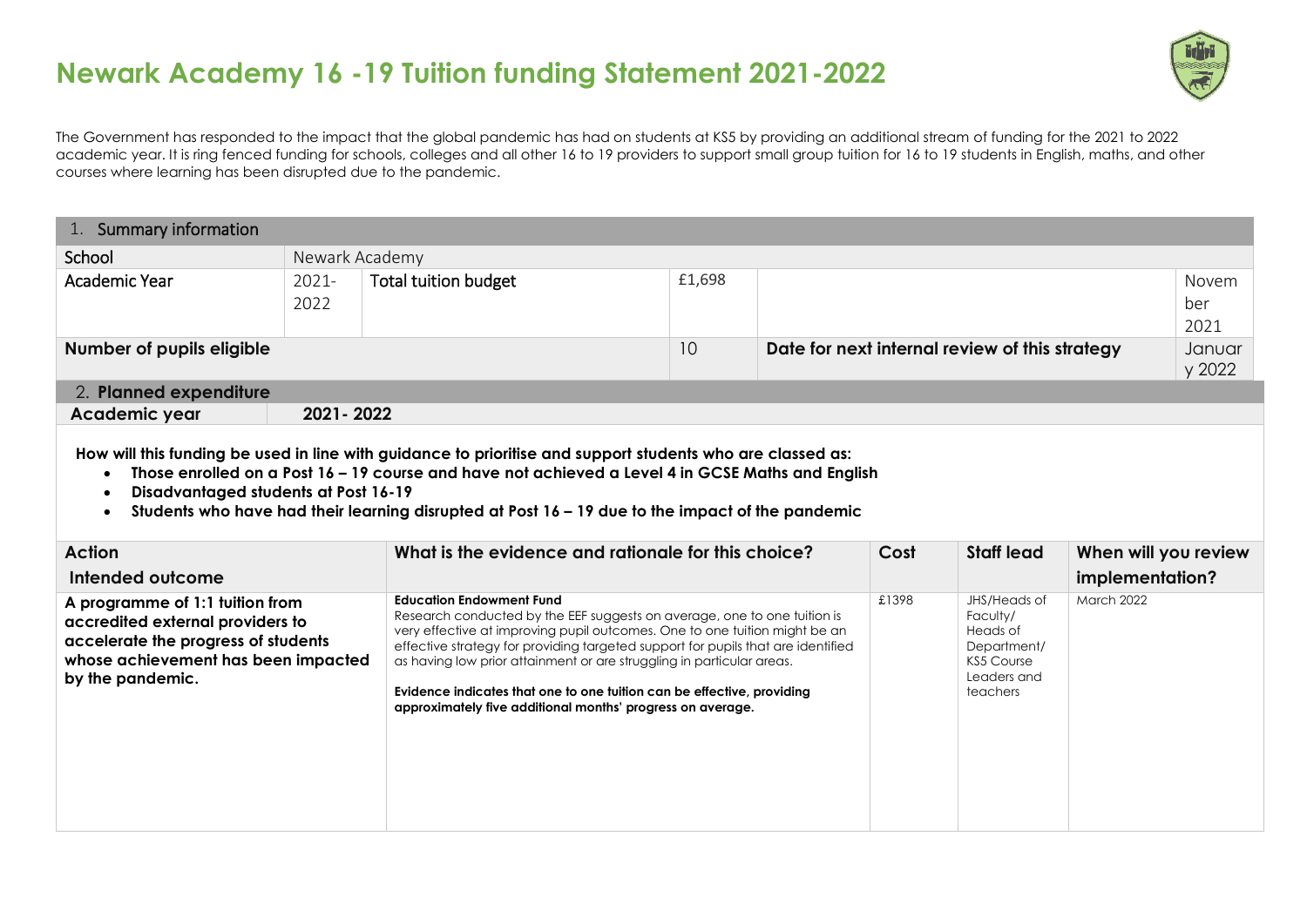# Newark Academy 16 -19 Tuition funding Statement 2021-2022

The Government has responded to the impact that the global pandemic has had on students at KS5 by providing an additional stream of funding for the 2021 to 2022 academic year. It is ring fenced funding for schools, colleges and all other 16 to 19 providers to support small group tuition for 16 to 19 students in English, maths, and other courses where learning has been disrupted due to the pandemic.

| 1. Summary information | | | | | |
|---|---|---|---|---|---|
| School | Newark Academy | | | | |
| Academic Year | 2021-2022 | Total tuition budget | £1,698 | | November 2021 |
| Number of pupils eligible | | | 10 | Date for next internal review of this strategy | January 2022 |

| 2. **Planned expenditure** | |
|---|---|
| **Academic year** | **2021- 2022** |

**How will this funding be used in line with guidance to prioritise and support students who are classed as:**

- **Those enrolled on a Post 16 – 19 course and have not achieved a Level 4 in GCSE Maths and English**
- **Disadvantaged students at Post 16-19**
- **Students who have had their learning disrupted at Post 16 – 19 due to the impact of the pandemic**

| Action<br>Intended outcome | What is the evidence and rationale for this choice? | Cost | Staff lead | When will you review implementation? |
|---|---|---|---|---|
| **A programme of 1:1 tuition from accredited external providers to accelerate the progress of students whose achievement has been impacted by the pandemic.** | **Education Endowment Fund**<br>Research conducted by the EEF suggests on average, one to one tuition is very effective at improving pupil outcomes. One to one tuition might be an effective strategy for providing targeted support for pupils that are identified as having low prior attainment or are struggling in particular areas.<br>**Evidence indicates that one to one tuition can be effective, providing approximately five additional months' progress on average.** | £1398 | JHS/Heads of Faculty/ Heads of Department/ KS5 Course Leaders and teachers | March 2022 |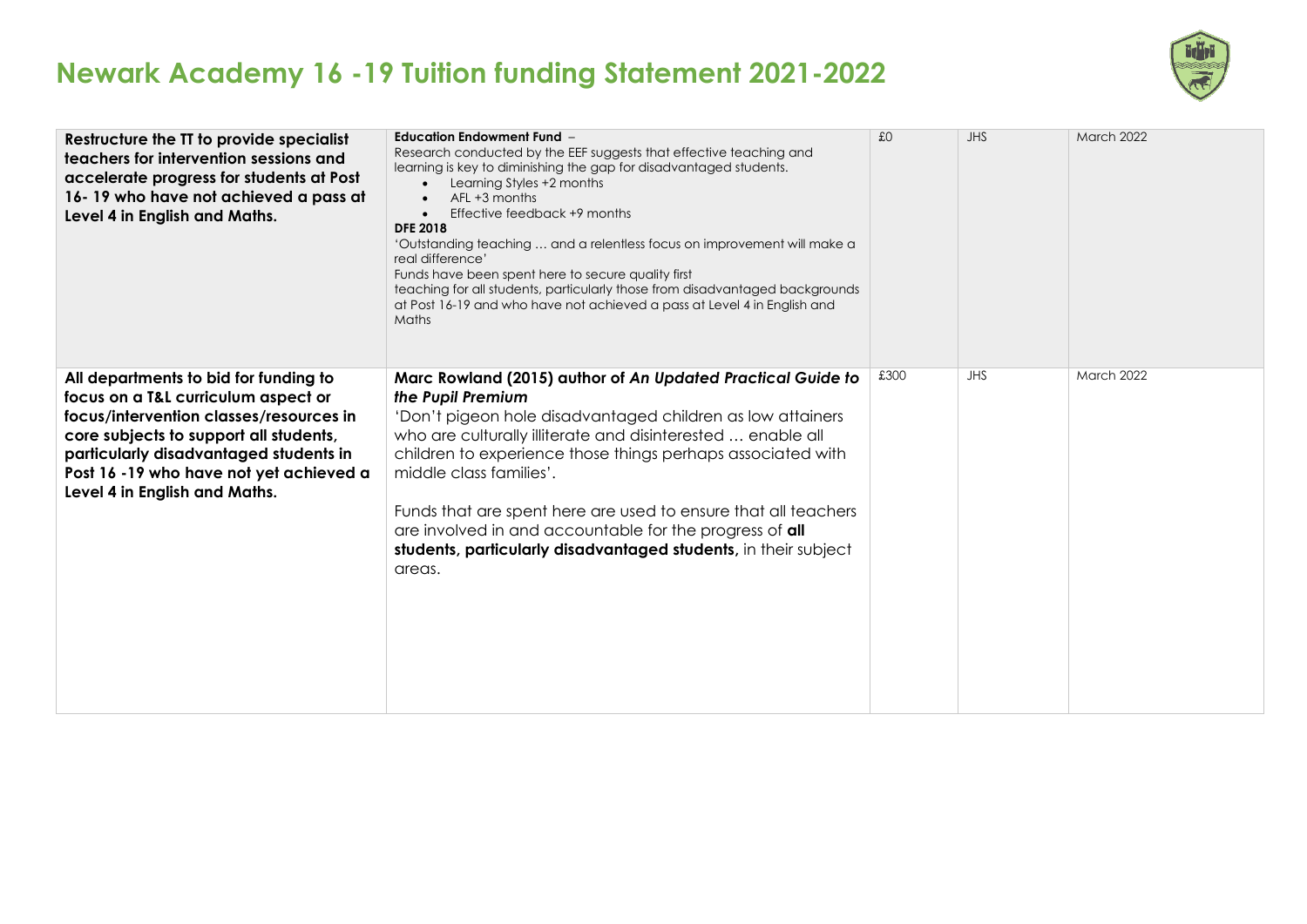# Newark Academy 16 -19 Tuition funding Statement 2021-2022

| | | | | |
|---|---|---|---|---|
| **Restructure the TT to provide specialist teachers for intervention sessions and accelerate progress for students at Post 16- 19 who have not achieved a pass at Level 4 in English and Maths.** | **Education Endowment Fund** – Research conducted by the EEF suggests that effective teaching and learning is key to diminishing the gap for disadvantaged students.<br>• Learning Styles +2 months<br>• AFL +3 months<br>• Effective feedback +9 months<br>**DFE 2018**<br>'Outstanding teaching … and a relentless focus on improvement will make a real difference'<br>Funds have been spent here to secure quality first teaching for all students, particularly those from disadvantaged backgrounds at Post 16-19 and who have not achieved a pass at Level 4 in English and Maths | £0 | JHS | March 2022 |
| **All departments to bid for funding to focus on a T&L curriculum aspect or focus/intervention classes/resources in core subjects to support all students, particularly disadvantaged students in Post 16 -19 who have not yet achieved a Level 4 in English and Maths.** | **Marc Rowland (2015) author of *An Updated Practical Guide to the Pupil Premium***<br>'Don't pigeon hole disadvantaged children as low attainers who are culturally illiterate and disinterested … enable all children to experience those things perhaps associated with middle class families'.<br><br>Funds that are spent here are used to ensure that all teachers are involved in and accountable for the progress of **all students, particularly disadvantaged students,** in their subject areas. | £300 | JHS | March 2022 |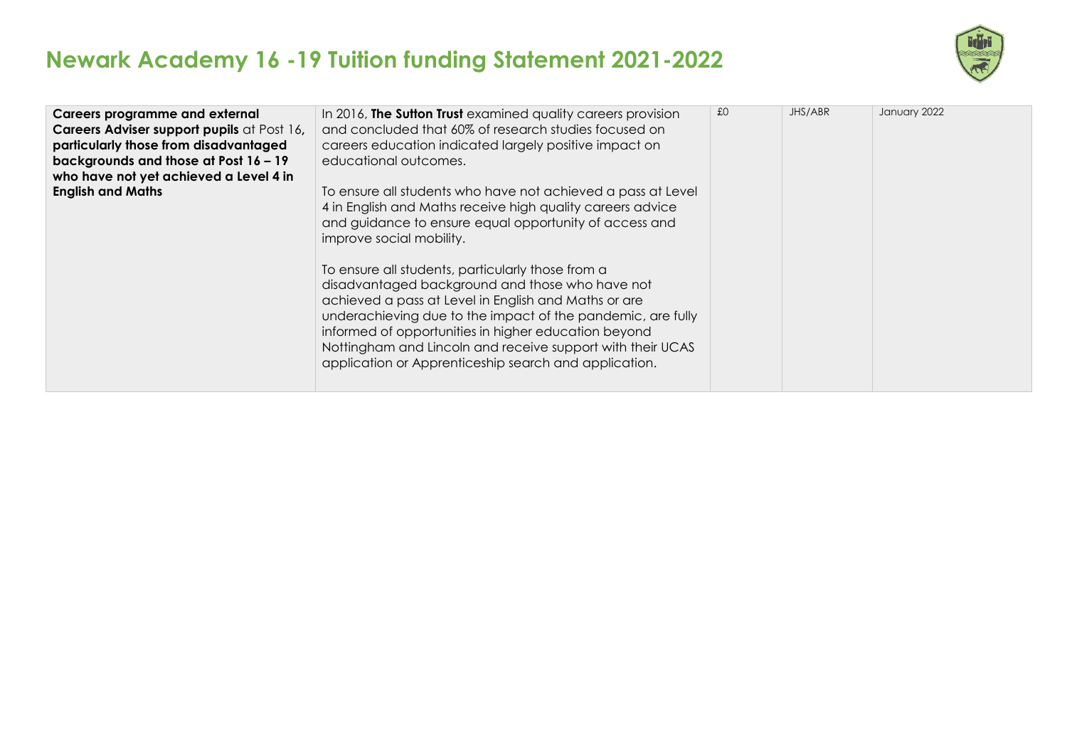# Newark Academy 16 -19 Tuition funding Statement 2021-2022

| | | | | |
|---|---|---|---|---|
| **Careers programme and external Careers Adviser support pupils** at Post 16, **particularly those from disadvantaged backgrounds and those at Post 16 – 19 who have not yet achieved a Level 4 in English and Maths** | In 2016, **The Sutton Trust** examined quality careers provision and concluded that 60% of research studies focused on careers education indicated largely positive impact on educational outcomes.<br><br>To ensure all students who have not achieved a pass at Level 4 in English and Maths receive high quality careers advice and guidance to ensure equal opportunity of access and improve social mobility.<br><br>To ensure all students, particularly those from a disadvantaged background and those who have not achieved a pass at Level in English and Maths or are underachieving due to the impact of the pandemic, are fully informed of opportunities in higher education beyond Nottingham and Lincoln and receive support with their UCAS application or Apprenticeship search and application. | £0 | JHS/ABR | January 2022 |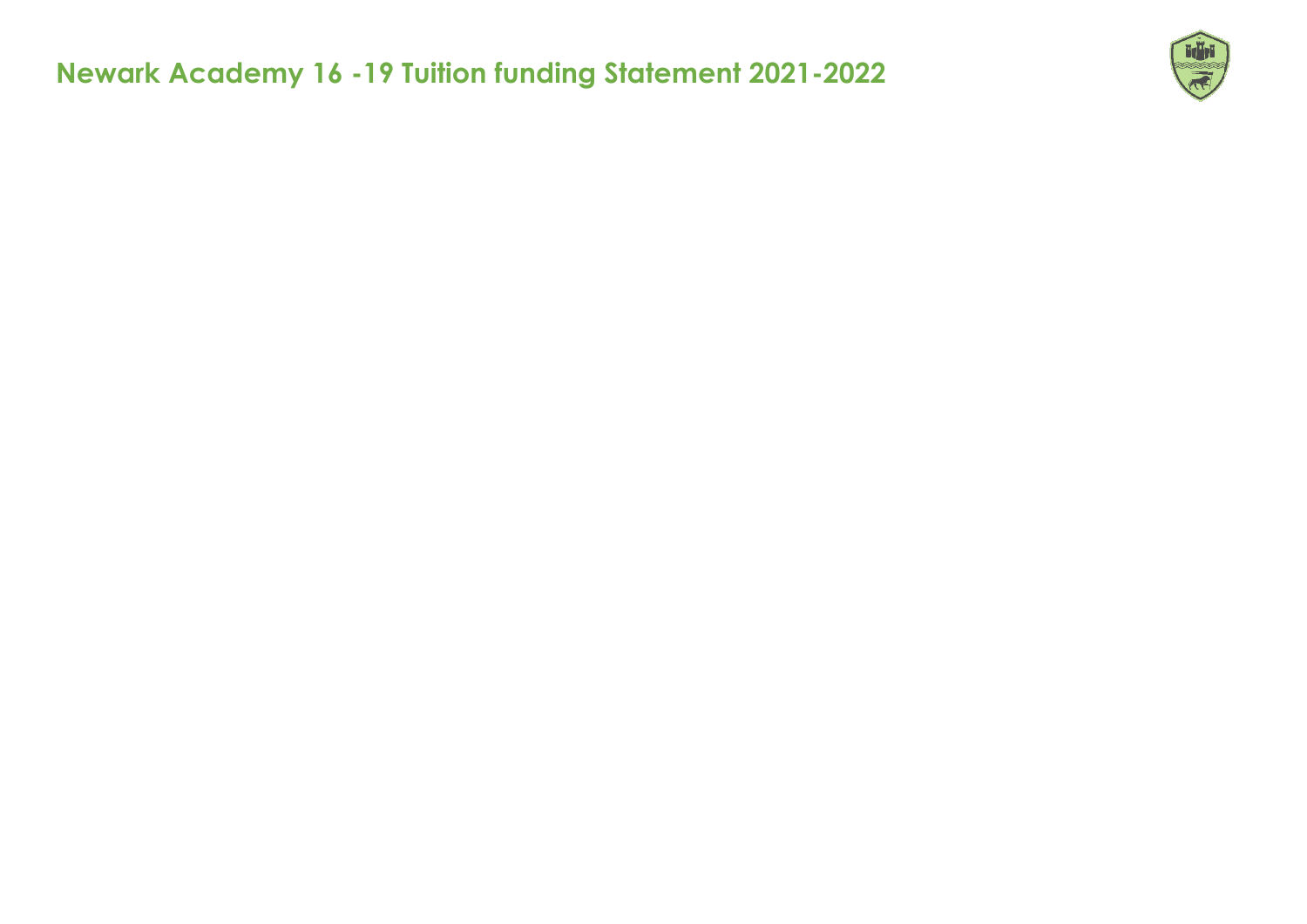# Newark Academy 16 -19 Tuition funding Statement 2021-2022